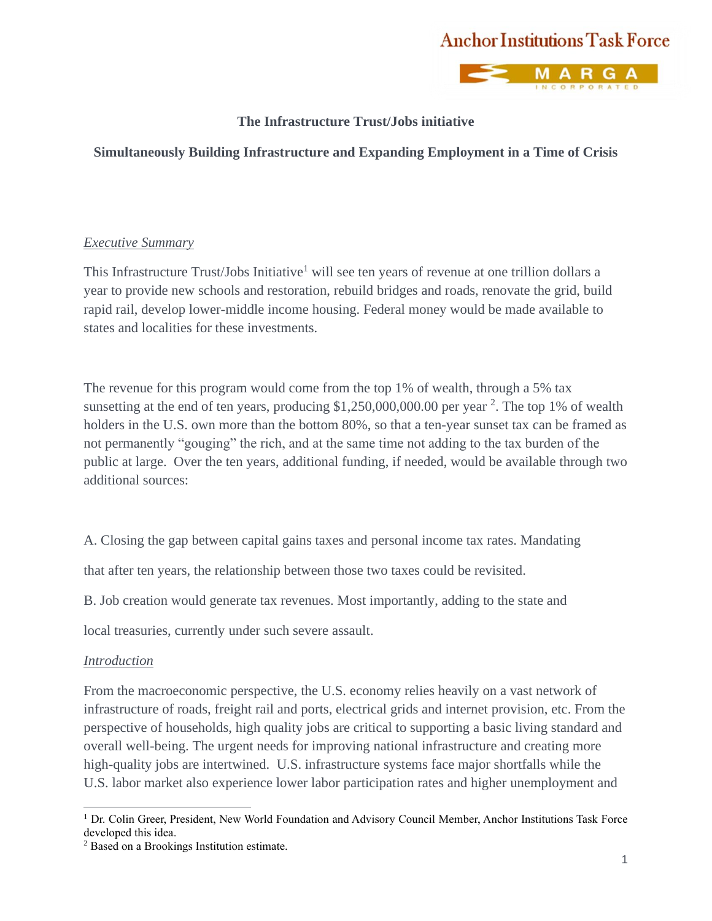Anchor Institutions Task Force

MARGA INCORPORATED

**The Infrastructure Trust/Jobs initiative**

**Simultaneously Building Infrastructure and Expanding Employment in a Time of Crisis**

*Executive Summary*

This Infrastructure Trust/Jobs Initiative[1] will see ten years of revenue at one trillion dollars a year to provide new schools and restoration, rebuild bridges and roads, renovate the grid, build rapid rail, develop lower-middle income housing. Federal money would be made available to states and localities for these investments.

The revenue for this program would come from the top 1% of wealth, through a 5% tax sunsetting at the end of ten years, producing $1,250,000,000.00 per year [2]. The top 1% of wealth holders in the U.S. own more than the bottom 80%, so that a ten-year sunset tax can be framed as not permanently "gouging" the rich, and at the same time not adding to the tax burden of the public at large. Over the ten years, additional funding, if needed, would be available through two additional sources:

A. Closing the gap between capital gains taxes and personal income tax rates. Mandating that after ten years, the relationship between those two taxes could be revisited.

B. Job creation would generate tax revenues. Most importantly, adding to the state and local treasuries, currently under such severe assault.

*Introduction*

From the macroeconomic perspective, the U.S. economy relies heavily on a vast network of infrastructure of roads, freight rail and ports, electrical grids and internet provision, etc. From the perspective of households, high quality jobs are critical to supporting a basic living standard and overall well-being. The urgent needs for improving national infrastructure and creating more high-quality jobs are intertwined. U.S. infrastructure systems face major shortfalls while the U.S. labor market also experience lower labor participation rates and higher unemployment and

[1] Dr. Colin Greer, President, New World Foundation and Advisory Council Member, Anchor Institutions Task Force developed this idea.

[2] Based on a Brookings Institution estimate.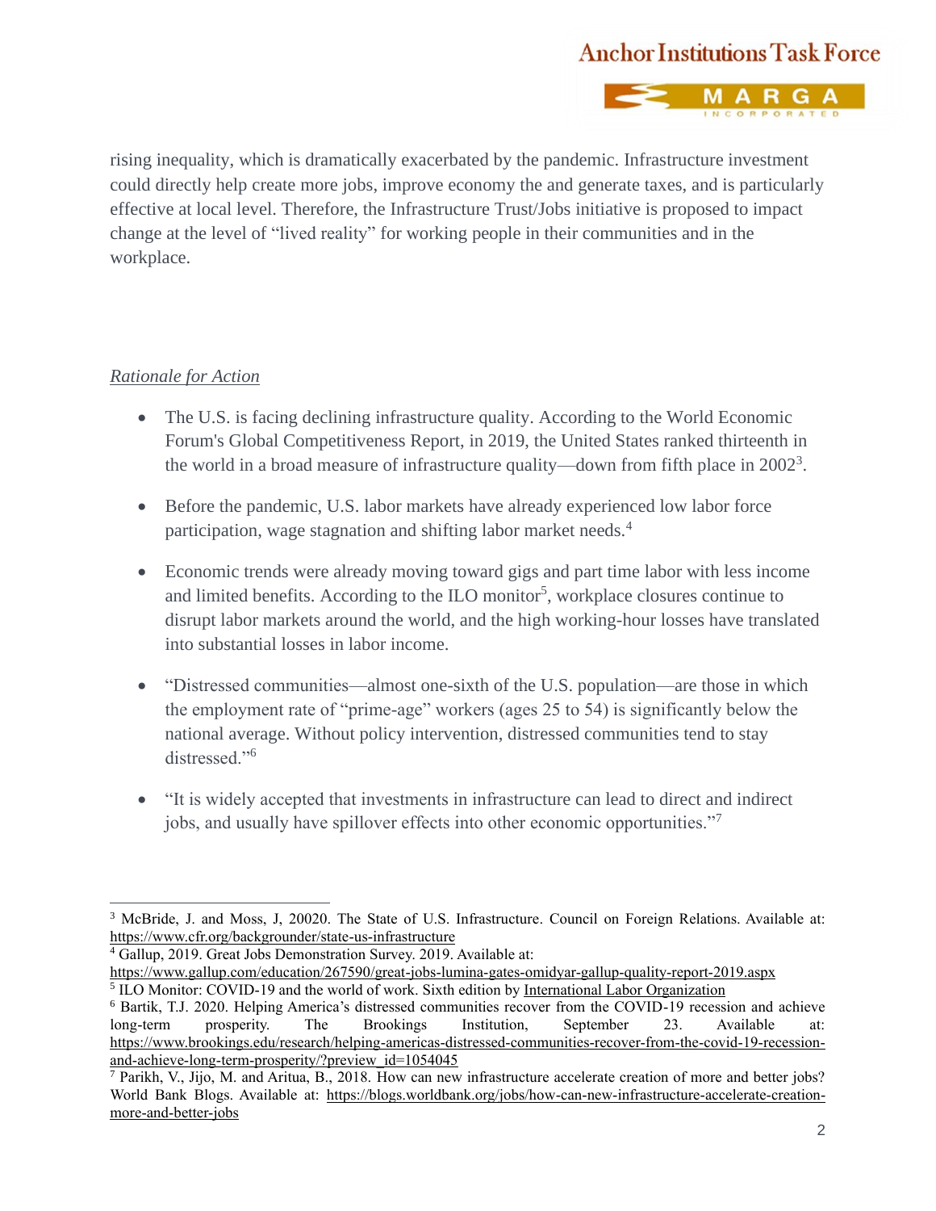rising inequality, which is dramatically exacerbated by the pandemic. Infrastructure investment could directly help create more jobs, improve economy the and generate taxes, and is particularly effective at local level. Therefore, the Infrastructure Trust/Jobs initiative is proposed to impact change at the level of "lived reality" for working people in their communities and in the workplace.

*Rationale for Action*

- The U.S. is facing declining infrastructure quality. According to the World Economic Forum's Global Competitiveness Report, in 2019, the United States ranked thirteenth in the world in a broad measure of infrastructure quality—down from fifth place in 2002[3].
- Before the pandemic, U.S. labor markets have already experienced low labor force participation, wage stagnation and shifting labor market needs.[4]
- Economic trends were already moving toward gigs and part time labor with less income and limited benefits. According to the ILO monitor[5], workplace closures continue to disrupt labor markets around the world, and the high working-hour losses have translated into substantial losses in labor income.
- "Distressed communities—almost one-sixth of the U.S. population—are those in which the employment rate of "prime-age" workers (ages 25 to 54) is significantly below the national average. Without policy intervention, distressed communities tend to stay distressed."[6]
- "It is widely accepted that investments in infrastructure can lead to direct and indirect jobs, and usually have spillover effects into other economic opportunities."[7]

---

[3] McBride, J. and Moss, J, 20020. The State of U.S. Infrastructure. Council on Foreign Relations. Available at: https://www.cfr.org/backgrounder/state-us-infrastructure

[4] Gallup, 2019. Great Jobs Demonstration Survey. 2019. Available at: https://www.gallup.com/education/267590/great-jobs-lumina-gates-omidyar-gallup-quality-report-2019.aspx

[5] ILO Monitor: COVID-19 and the world of work. Sixth edition by International Labor Organization

[6] Bartik, T.J. 2020. Helping America's distressed communities recover from the COVID-19 recession and achieve long-term prosperity. The Brookings Institution, September 23. Available at: https://www.brookings.edu/research/helping-americas-distressed-communities-recover-from-the-covid-19-recession-and-achieve-long-term-prosperity/?preview_id=1054045

[7] Parikh, V., Jijo, M. and Aritua, B., 2018. How can new infrastructure accelerate creation of more and better jobs? World Bank Blogs. Available at: https://blogs.worldbank.org/jobs/how-can-new-infrastructure-accelerate-creation-more-and-better-jobs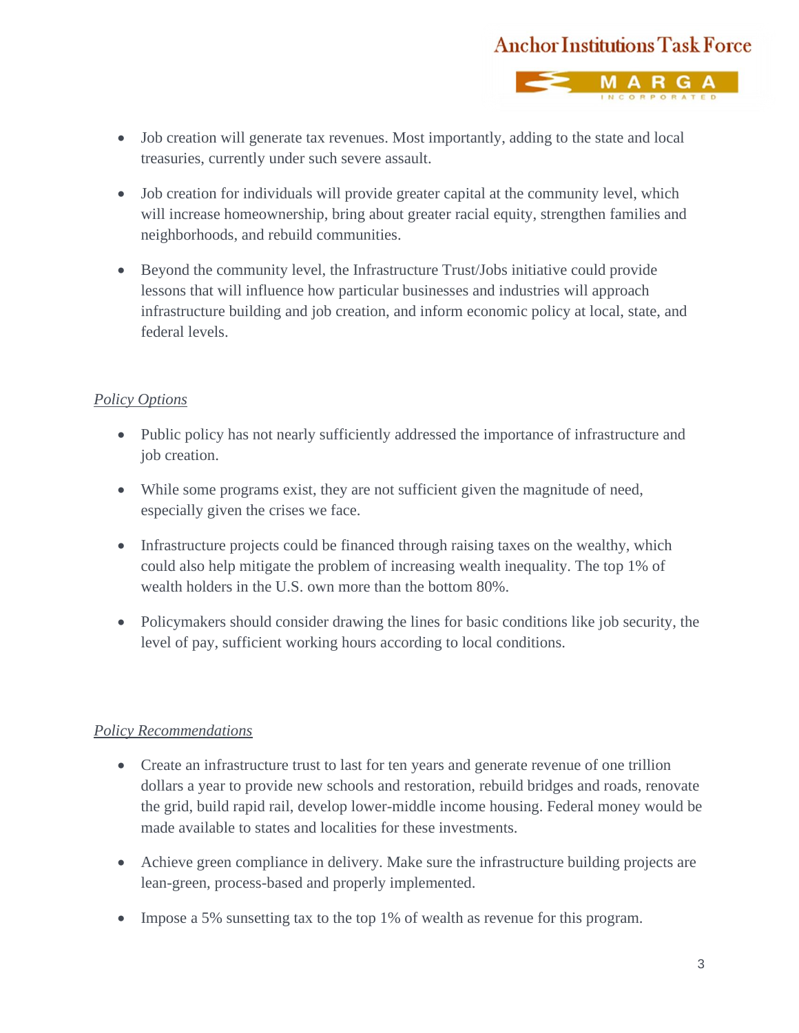- Job creation will generate tax revenues. Most importantly, adding to the state and local treasuries, currently under such severe assault.

- Job creation for individuals will provide greater capital at the community level, which will increase homeownership, bring about greater racial equity, strengthen families and neighborhoods, and rebuild communities.

- Beyond the community level, the Infrastructure Trust/Jobs initiative could provide lessons that will influence how particular businesses and industries will approach infrastructure building and job creation, and inform economic policy at local, state, and federal levels.

*Policy Options*

- Public policy has not nearly sufficiently addressed the importance of infrastructure and job creation.

- While some programs exist, they are not sufficient given the magnitude of need, especially given the crises we face.

- Infrastructure projects could be financed through raising taxes on the wealthy, which could also help mitigate the problem of increasing wealth inequality. The top 1% of wealth holders in the U.S. own more than the bottom 80%.

- Policymakers should consider drawing the lines for basic conditions like job security, the level of pay, sufficient working hours according to local conditions.

*Policy Recommendations*

- Create an infrastructure trust to last for ten years and generate revenue of one trillion dollars a year to provide new schools and restoration, rebuild bridges and roads, renovate the grid, build rapid rail, develop lower-middle income housing. Federal money would be made available to states and localities for these investments.

- Achieve green compliance in delivery. Make sure the infrastructure building projects are lean-green, process-based and properly implemented.

- Impose a 5% sunsetting tax to the top 1% of wealth as revenue for this program.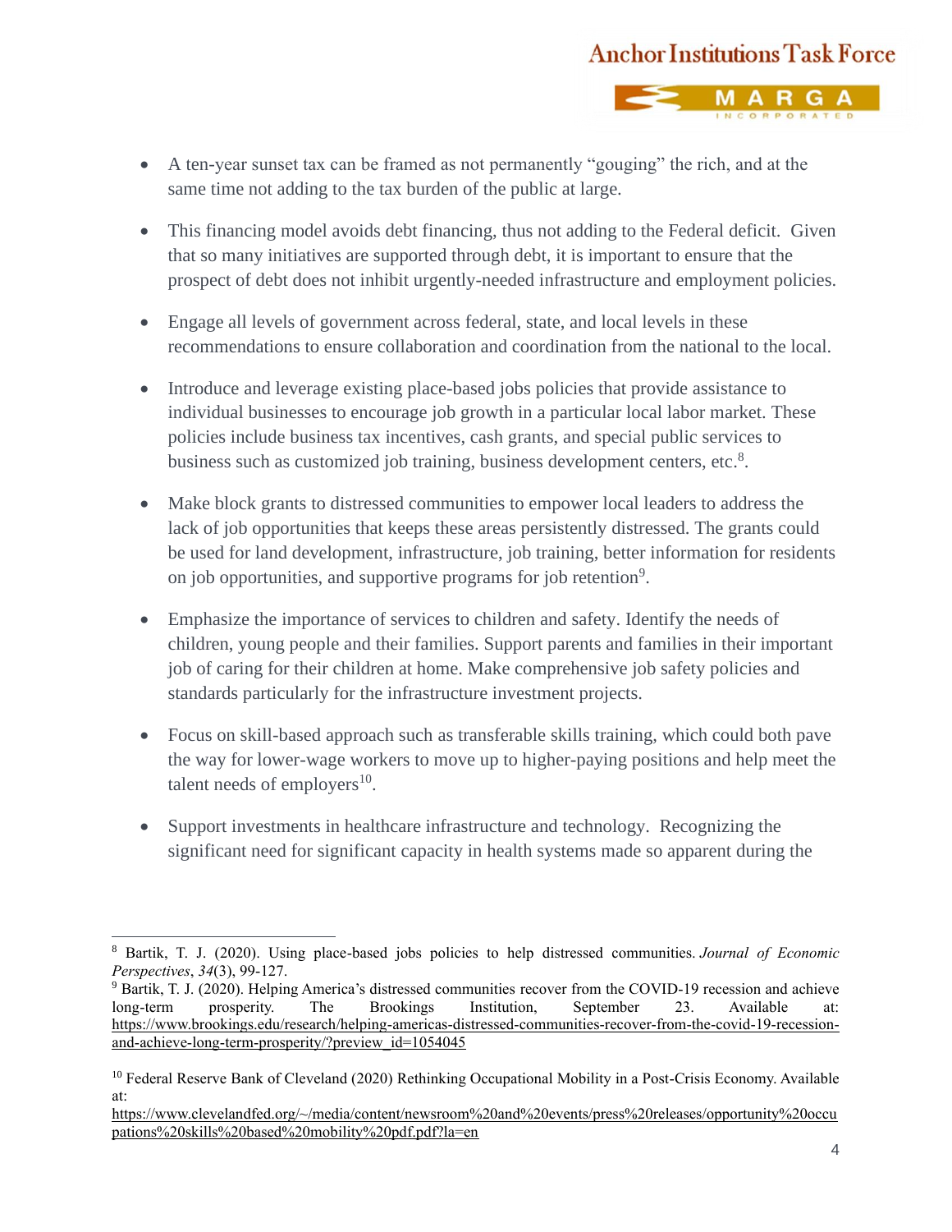- A ten-year sunset tax can be framed as not permanently "gouging" the rich, and at the same time not adding to the tax burden of the public at large.

- This financing model avoids debt financing, thus not adding to the Federal deficit. Given that so many initiatives are supported through debt, it is important to ensure that the prospect of debt does not inhibit urgently-needed infrastructure and employment policies.

- Engage all levels of government across federal, state, and local levels in these recommendations to ensure collaboration and coordination from the national to the local.

- Introduce and leverage existing place-based jobs policies that provide assistance to individual businesses to encourage job growth in a particular local labor market. These policies include business tax incentives, cash grants, and special public services to business such as customized job training, business development centers, etc.[8].

- Make block grants to distressed communities to empower local leaders to address the lack of job opportunities that keeps these areas persistently distressed. The grants could be used for land development, infrastructure, job training, better information for residents on job opportunities, and supportive programs for job retention[9].

- Emphasize the importance of services to children and safety. Identify the needs of children, young people and their families. Support parents and families in their important job of caring for their children at home. Make comprehensive job safety policies and standards particularly for the infrastructure investment projects.

- Focus on skill-based approach such as transferable skills training, which could both pave the way for lower-wage workers to move up to higher-paying positions and help meet the talent needs of employers[10].

- Support investments in healthcare infrastructure and technology. Recognizing the significant need for significant capacity in health systems made so apparent during the

---

[8] Bartik, T. J. (2020). Using place-based jobs policies to help distressed communities. *Journal of Economic Perspectives*, *34*(3), 99-127.

[9] Bartik, T. J. (2020). Helping America's distressed communities recover from the COVID-19 recession and achieve long-term prosperity. The Brookings Institution, September 23. Available at: https://www.brookings.edu/research/helping-americas-distressed-communities-recover-from-the-covid-19-recession-and-achieve-long-term-prosperity/?preview_id=1054045

[10] Federal Reserve Bank of Cleveland (2020) Rethinking Occupational Mobility in a Post-Crisis Economy. Available at: https://www.clevelandfed.org/~/media/content/newsroom%20and%20events/press%20releases/opportunity%20occupations%20skills%20based%20mobility%20pdf.pdf?la=en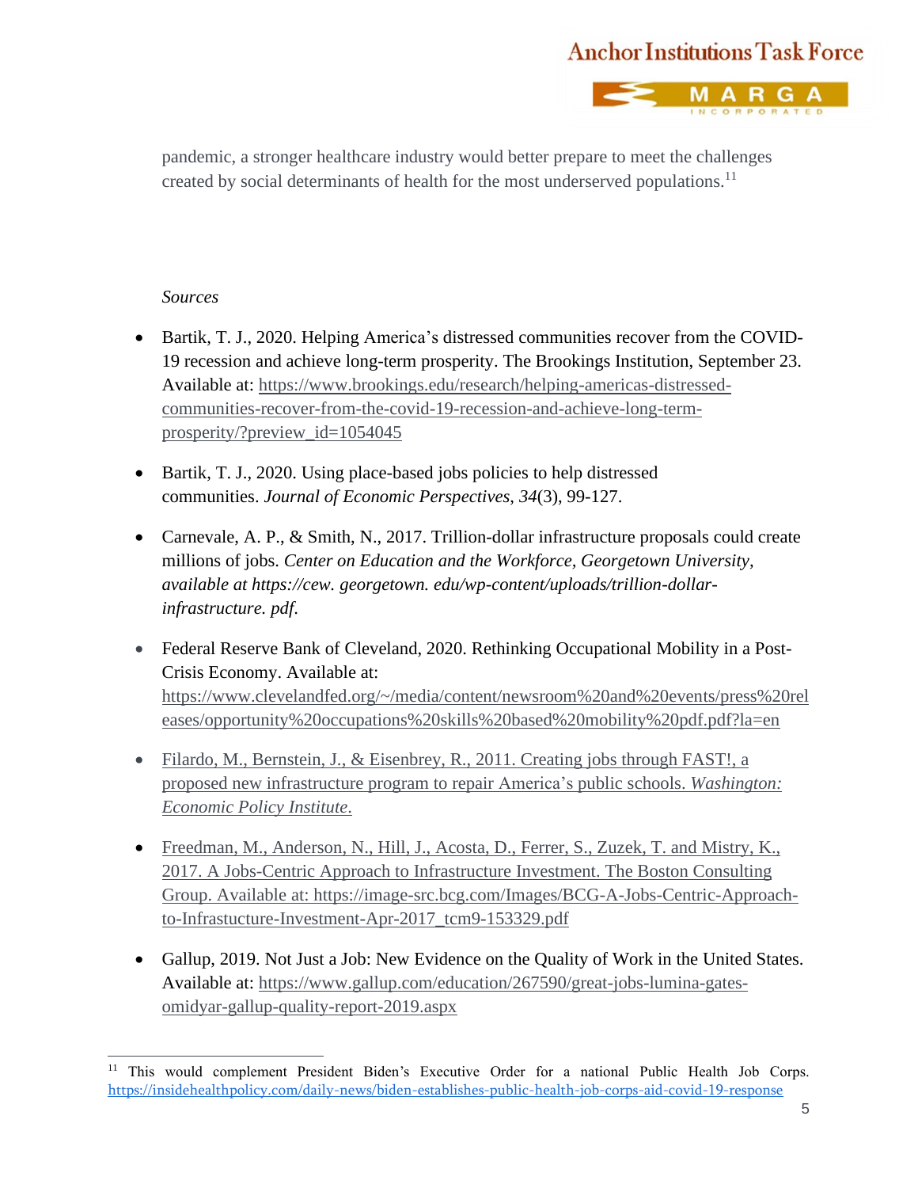pandemic, a stronger healthcare industry would better prepare to meet the challenges created by social determinants of health for the most underserved populations.[11]

*Sources*

- Bartik, T. J., 2020. Helping America's distressed communities recover from the COVID-19 recession and achieve long-term prosperity. The Brookings Institution, September 23. Available at: https://www.brookings.edu/research/helping-americas-distressed-communities-recover-from-the-covid-19-recession-and-achieve-long-term-prosperity/?preview_id=1054045

- Bartik, T. J., 2020. Using place-based jobs policies to help distressed communities. *Journal of Economic Perspectives*, *34*(3), 99-127.

- Carnevale, A. P., & Smith, N., 2017. Trillion-dollar infrastructure proposals could create millions of jobs. *Center on Education and the Workforce, Georgetown University, available at https://cew. georgetown. edu/wp-content/uploads/trillion-dollar-infrastructure. pdf.*

- Federal Reserve Bank of Cleveland, 2020. Rethinking Occupational Mobility in a Post-Crisis Economy. Available at: https://www.clevelandfed.org/~/media/content/newsroom%20and%20events/press%20releases/opportunity%20occupations%20skills%20based%20mobility%20pdf.pdf?la=en

- Filardo, M., Bernstein, J., & Eisenbrey, R., 2011. Creating jobs through FAST!, a proposed new infrastructure program to repair America's public schools. *Washington: Economic Policy Institute*.

- Freedman, M., Anderson, N., Hill, J., Acosta, D., Ferrer, S., Zuzek, T. and Mistry, K., 2017. A Jobs-Centric Approach to Infrastructure Investment. The Boston Consulting Group. Available at: https://image-src.bcg.com/Images/BCG-A-Jobs-Centric-Approach-to-Infrastucture-Investment-Apr-2017_tcm9-153329.pdf

- Gallup, 2019. Not Just a Job: New Evidence on the Quality of Work in the United States. Available at: https://www.gallup.com/education/267590/great-jobs-lumina-gates-omidyar-gallup-quality-report-2019.aspx

---

[11] This would complement President Biden's Executive Order for a national Public Health Job Corps. https://insidehealthpolicy.com/daily-news/biden-establishes-public-health-job-corps-aid-covid-19-response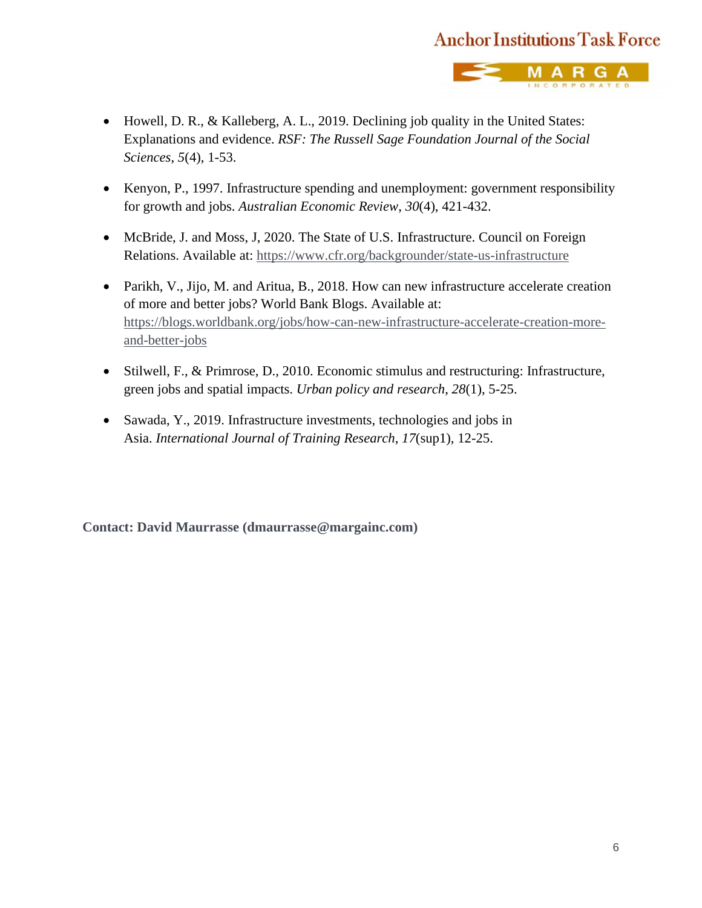- Howell, D. R., & Kalleberg, A. L., 2019. Declining job quality in the United States: Explanations and evidence. *RSF: The Russell Sage Foundation Journal of the Social Sciences*, *5*(4), 1-53.

- Kenyon, P., 1997. Infrastructure spending and unemployment: government responsibility for growth and jobs. *Australian Economic Review*, *30*(4), 421-432.

- McBride, J. and Moss, J, 2020. The State of U.S. Infrastructure. Council on Foreign Relations. Available at: https://www.cfr.org/backgrounder/state-us-infrastructure

- Parikh, V., Jijo, M. and Aritua, B., 2018. How can new infrastructure accelerate creation of more and better jobs? World Bank Blogs. Available at: https://blogs.worldbank.org/jobs/how-can-new-infrastructure-accelerate-creation-more-and-better-jobs

- Stilwell, F., & Primrose, D., 2010. Economic stimulus and restructuring: Infrastructure, green jobs and spatial impacts. *Urban policy and research*, *28*(1), 5-25.

- Sawada, Y., 2019. Infrastructure investments, technologies and jobs in Asia. *International Journal of Training Research*, *17*(sup1), 12-25.

**Contact: David Maurrasse (dmaurrasse@margainc.com)**